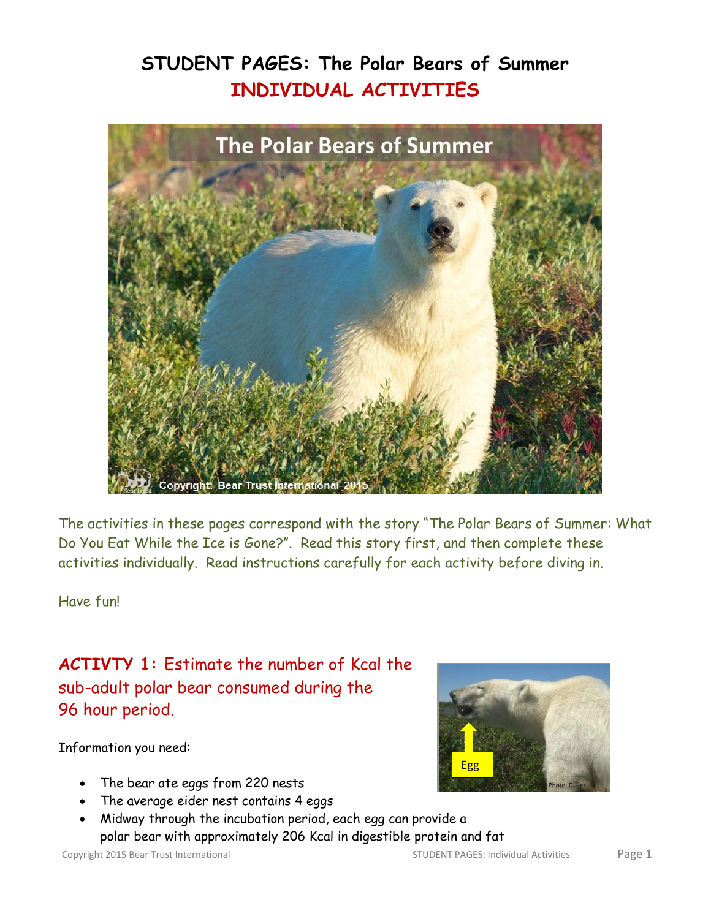# STUDENT PAGES: The Polar Bears of Summer

## INDIVIDUAL ACTIVITIES

The activities in these pages correspond with the story "The Polar Bears of Summer: What Do You Eat While the Ice is Gone?". Read this story first, and then complete these activities individually. Read instructions carefully for each activity before diving in.

Have fun!

## ACTIVTY 1: Estimate the number of Kcal the sub-adult polar bear consumed during the 96 hour period.

Information you need:

- The bear ate eggs from 220 nests
- The average eider nest contains 4 eggs
- Midway through the incubation period, each egg can provide a polar bear with approximately 206 Kcal in digestible protein and fat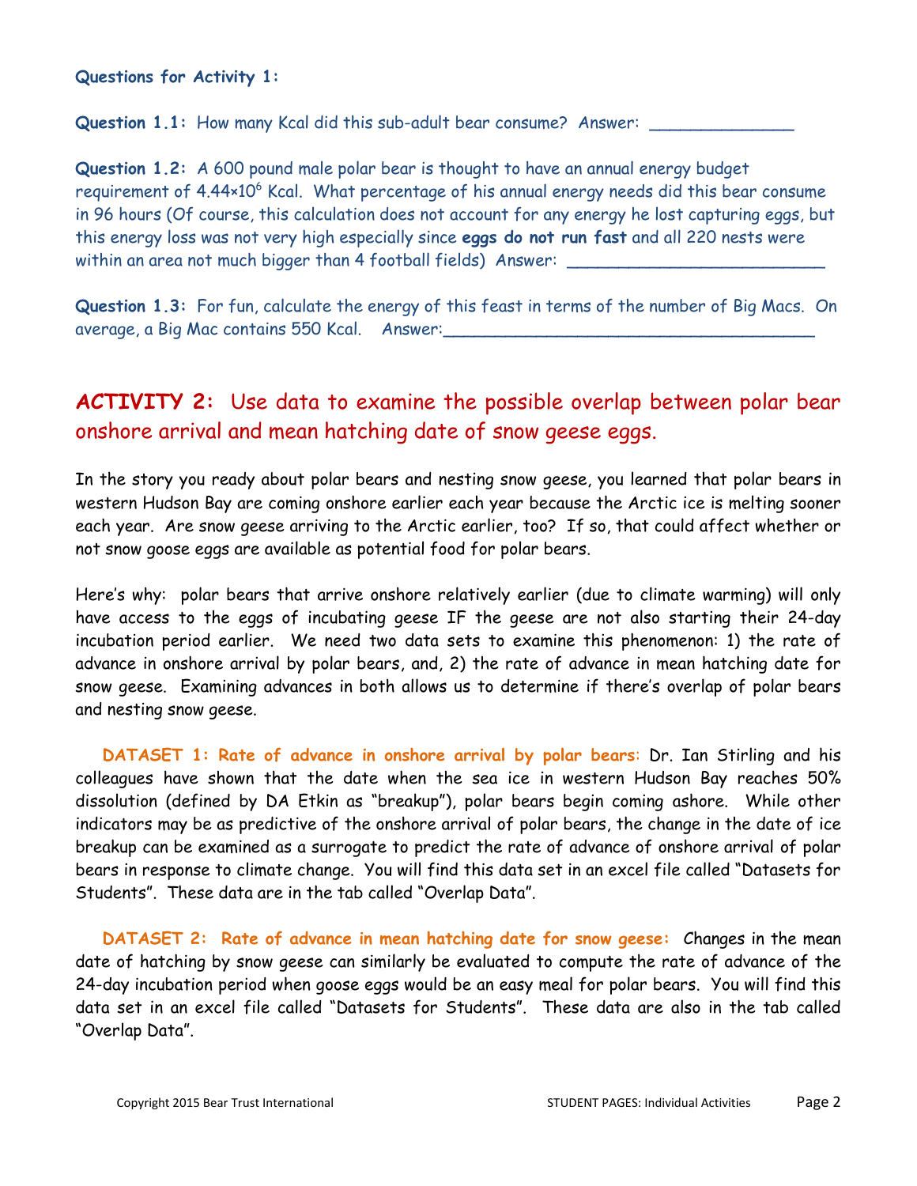**Questions for Activity 1:**

**Question 1.1:** How many Kcal did this sub-adult bear consume? Answer: ______________

**Question 1.2:** A 600 pound male polar bear is thought to have an annual energy budget requirement of $4.44 \times 10^6$ Kcal. What percentage of his annual energy needs did this bear consume in 96 hours (Of course, this calculation does not account for any energy he lost capturing eggs, but this energy loss was not very high especially since **eggs do not run fast** and all 220 nests were within an area not much bigger than 4 football fields) Answer: _________________________

**Question 1.3:** For fun, calculate the energy of this feast in terms of the number of Big Macs. On average, a Big Mac contains 550 Kcal. Answer:____________________________________

## ACTIVITY 2: Use data to examine the possible overlap between polar bear onshore arrival and mean hatching date of snow geese eggs.

In the story you ready about polar bears and nesting snow geese, you learned that polar bears in western Hudson Bay are coming onshore earlier each year because the Arctic ice is melting sooner each year. Are snow geese arriving to the Arctic earlier, too? If so, that could affect whether or not snow goose eggs are available as potential food for polar bears.

Here's why: polar bears that arrive onshore relatively earlier (due to climate warming) will only have access to the eggs of incubating geese IF the geese are not also starting their 24-day incubation period earlier. We need two data sets to examine this phenomenon: 1) the rate of advance in onshore arrival by polar bears, and, 2) the rate of advance in mean hatching date for snow geese. Examining advances in both allows us to determine if there's overlap of polar bears and nesting snow geese.

**DATASET 1: Rate of advance in onshore arrival by polar bears**: Dr. Ian Stirling and his colleagues have shown that the date when the sea ice in western Hudson Bay reaches 50% dissolution (defined by DA Etkin as "breakup"), polar bears begin coming ashore. While other indicators may be as predictive of the onshore arrival of polar bears, the change in the date of ice breakup can be examined as a surrogate to predict the rate of advance of onshore arrival of polar bears in response to climate change. You will find this data set in an excel file called "Datasets for Students". These data are in the tab called "Overlap Data".

**DATASET 2: Rate of advance in mean hatching date for snow geese:** Changes in the mean date of hatching by snow geese can similarly be evaluated to compute the rate of advance of the 24-day incubation period when goose eggs would be an easy meal for polar bears. You will find this data set in an excel file called "Datasets for Students". These data are also in the tab called "Overlap Data".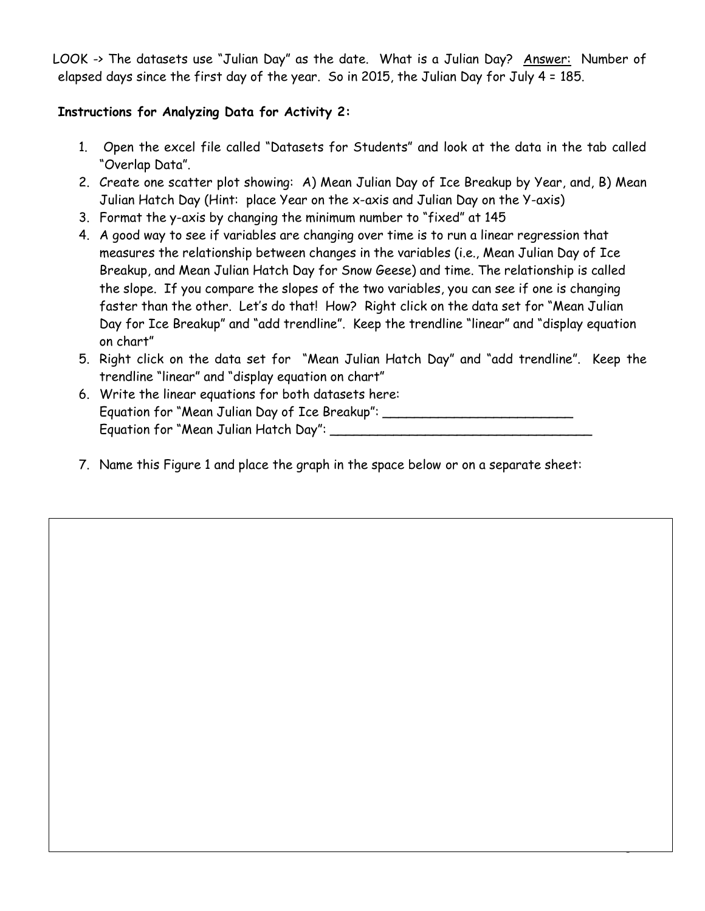LOOK -> The datasets use "Julian Day" as the date. What is a Julian Day? <u>Answer:</u> Number of elapsed days since the first day of the year. So in 2015, the Julian Day for July 4 = 185.

**Instructions for Analyzing Data for Activity 2:**

1. Open the excel file called "Datasets for Students" and look at the data in the tab called "Overlap Data".
2. Create one scatter plot showing: A) Mean Julian Day of Ice Breakup by Year, and, B) Mean Julian Hatch Day (Hint: place Year on the x-axis and Julian Day on the Y-axis)
3. Format the y-axis by changing the minimum number to "fixed" at 145
4. A good way to see if variables are changing over time is to run a linear regression that measures the relationship between changes in the variables (i.e., Mean Julian Day of Ice Breakup, and Mean Julian Hatch Day for Snow Geese) and time. The relationship is called the slope. If you compare the slopes of the two variables, you can see if one is changing faster than the other. Let's do that! How? Right click on the data set for "Mean Julian Day for Ice Breakup" and "add trendline". Keep the trendline "linear" and "display equation on chart"
5. Right click on the data set for "Mean Julian Hatch Day" and "add trendline". Keep the trendline "linear" and "display equation on chart"
6. Write the linear equations for both datasets here:
   Equation for "Mean Julian Day of Ice Breakup": ________________________
   Equation for "Mean Julian Hatch Day": ________________________________
7. Name this Figure 1 and place the graph in the space below or on a separate sheet: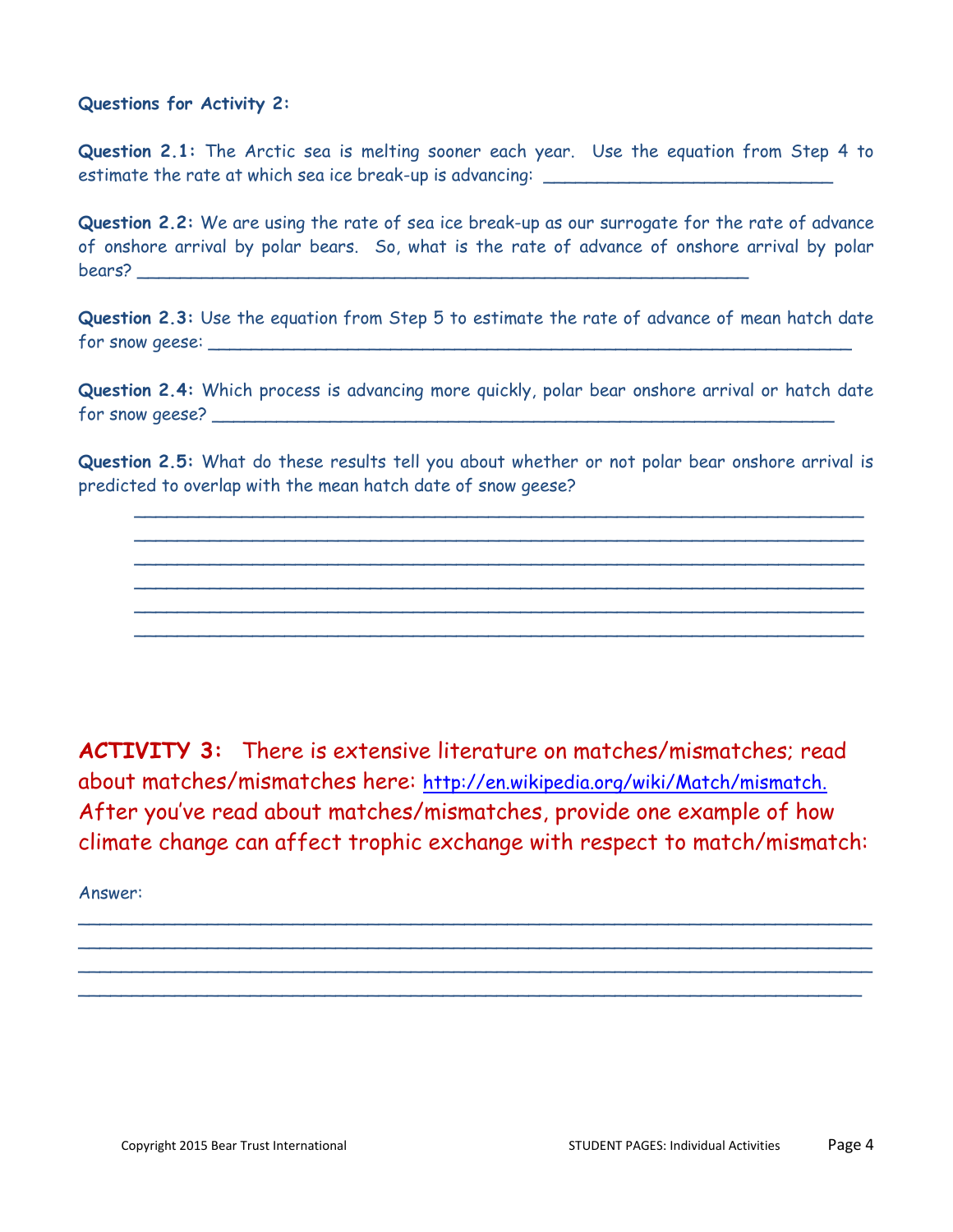**Questions for Activity 2:**

**Question 2.1:** The Arctic sea is melting sooner each year. Use the equation from Step 4 to estimate the rate at which sea ice break-up is advancing: ____________________________

**Question 2.2:** We are using the rate of sea ice break-up as our surrogate for the rate of advance of onshore arrival by polar bears. So, what is the rate of advance of onshore arrival by polar bears? ____________________________________________________________

**Question 2.3:** Use the equation from Step 5 to estimate the rate of advance of mean hatch date for snow geese: ______________________________________________________________

**Question 2.4:** Which process is advancing more quickly, polar bear onshore arrival or hatch date for snow geese? _____________________________________________________________

**Question 2.5:** What do these results tell you about whether or not polar bear onshore arrival is predicted to overlap with the mean hatch date of snow geese?

_______________________________________________________________________
_______________________________________________________________________
_______________________________________________________________________
_______________________________________________________________________
_______________________________________________________________________
_______________________________________________________________________

## ACTIVITY 3: There is extensive literature on matches/mismatches; read about matches/mismatches here: http://en.wikipedia.org/wiki/Match/mismatch. After you've read about matches/mismatches, provide one example of how climate change can affect trophic exchange with respect to match/mismatch:

Answer:

_______________________________________________________________________
_______________________________________________________________________
_______________________________________________________________________
_______________________________________________________________________

Copyright 2015 Bear Trust International STUDENT PAGES: Individual Activities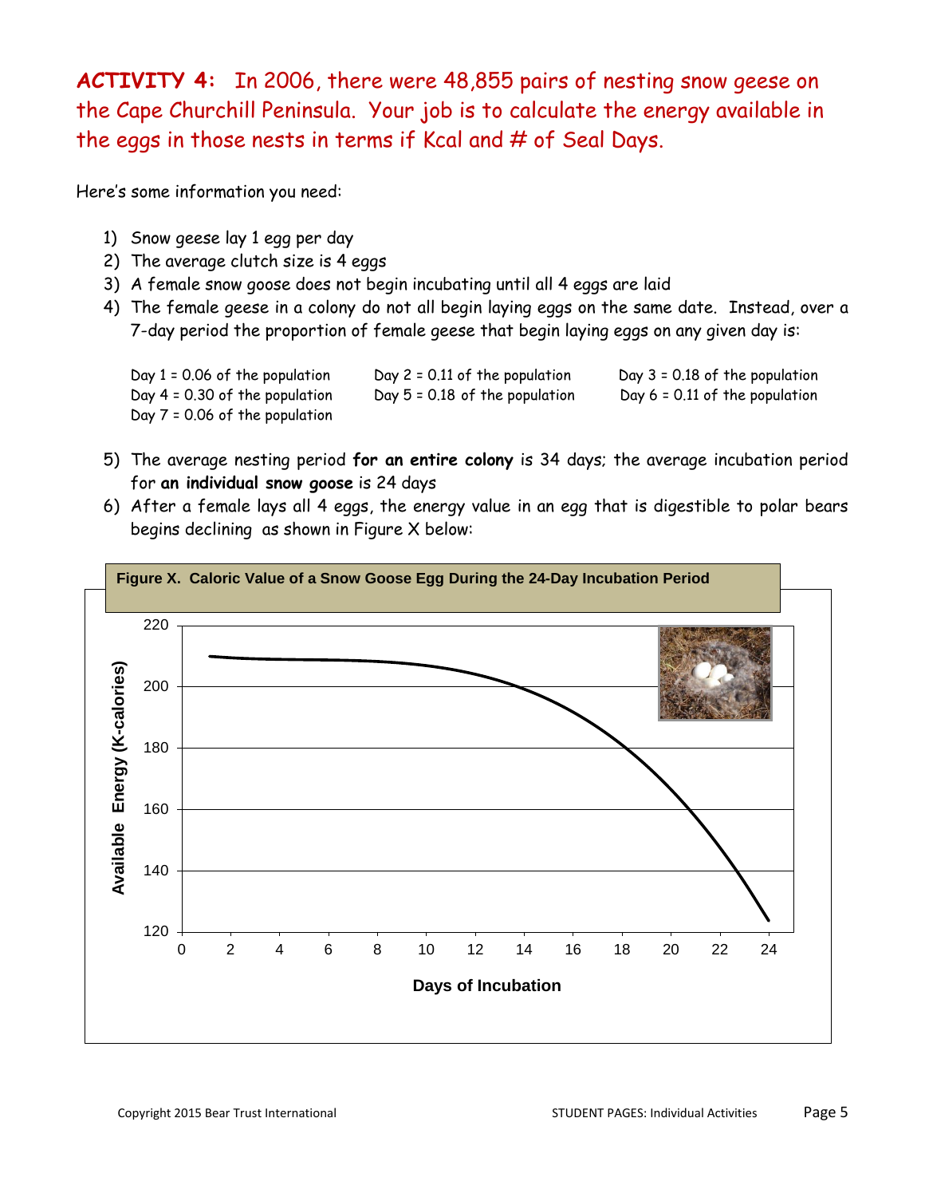**ACTIVITY 4:** In 2006, there were 48,855 pairs of nesting snow geese on the Cape Churchill Peninsula. Your job is to calculate the energy available in the eggs in those nests in terms if Kcal and # of Seal Days.

Here's some information you need:

1) Snow geese lay 1 egg per day
2) The average clutch size is 4 eggs
3) A female snow goose does not begin incubating until all 4 eggs are laid
4) The female geese in a colony do not all begin laying eggs on the same date. Instead, over a 7-day period the proportion of female geese that begin laying eggs on any given day is:

   Day 1 = 0.06 of the population
   Day 2 = 0.11 of the population
   Day 3 = 0.18 of the population
   Day 4 = 0.30 of the population
   Day 5 = 0.18 of the population
   Day 6 = 0.11 of the population
   Day 7 = 0.06 of the population

5) The average nesting period **for an entire colony** is 34 days; the average incubation period for **an individual snow goose** is 24 days
6) After a female lays all 4 eggs, the energy value in an egg that is digestible to polar bears begins declining as shown in Figure X below:

**Figure X. Caloric Value of a Snow Goose Egg During the 24-Day Incubation Period**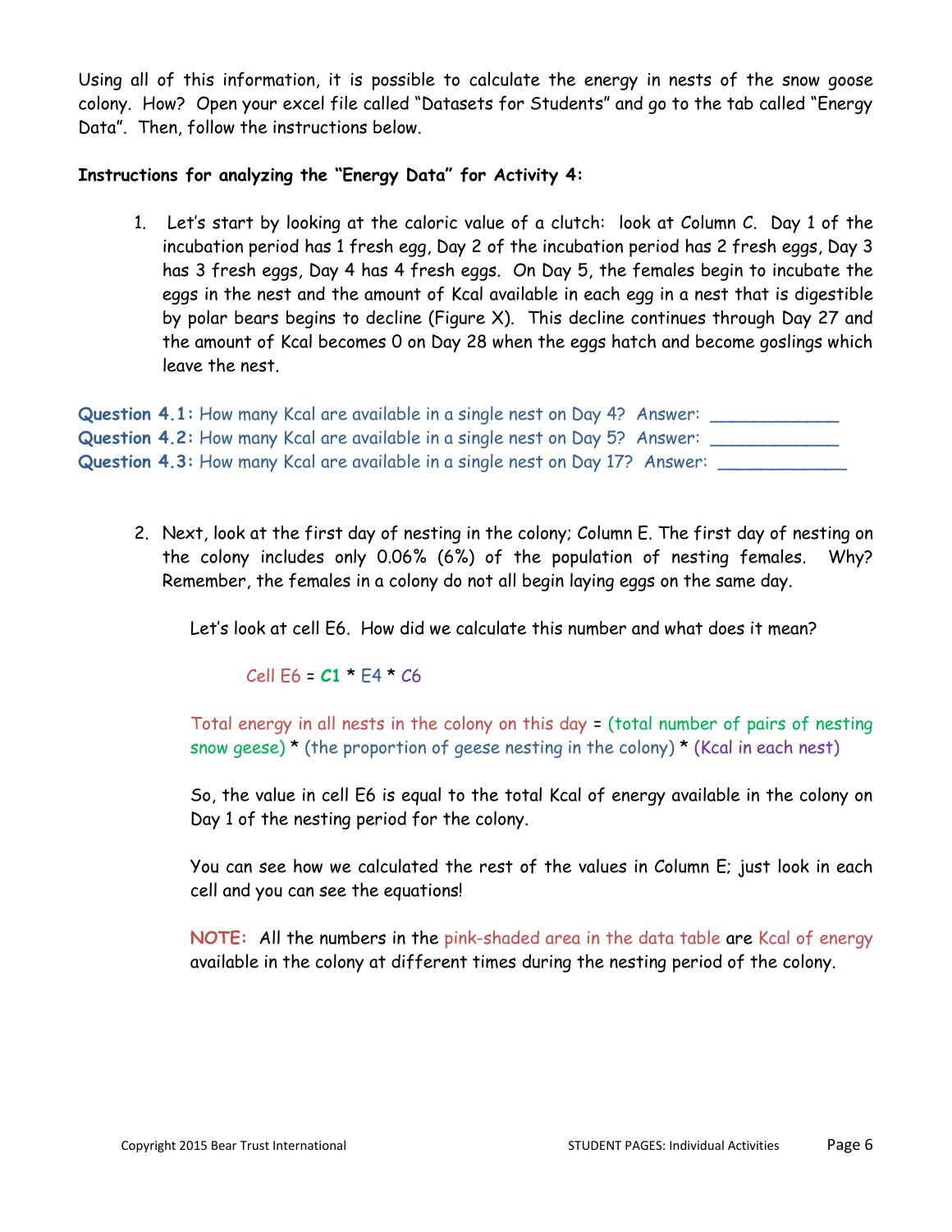Using all of this information, it is possible to calculate the energy in nests of the snow goose colony. How? Open your excel file called "Datasets for Students" and go to the tab called "Energy Data". Then, follow the instructions below.

**Instructions for analyzing the "Energy Data" for Activity 4:**

1. Let's start by looking at the caloric value of a clutch: look at Column C. Day 1 of the incubation period has 1 fresh egg, Day 2 of the incubation period has 2 fresh eggs, Day 3 has 3 fresh eggs, Day 4 has 4 fresh eggs. On Day 5, the females begin to incubate the eggs in the nest and the amount of Kcal available in each egg in a nest that is digestible by polar bears begins to decline (Figure X). This decline continues through Day 27 and the amount of Kcal becomes 0 on Day 28 when the eggs hatch and become goslings which leave the nest.

**Question 4.1:** How many Kcal are available in a single nest on Day 4? Answer: ____________
**Question 4.2:** How many Kcal are available in a single nest on Day 5? Answer: ____________
**Question 4.3:** How many Kcal are available in a single nest on Day 17? Answer: ____________

2. Next, look at the first day of nesting in the colony; Column E. The first day of nesting on the colony includes only 0.06% (6%) of the population of nesting females. Why? Remember, the females in a colony do not all begin laying eggs on the same day.

   Let's look at cell E6. How did we calculate this number and what does it mean?

   Cell E6 = **C1** * E4 * C6

   Total energy in all nests in the colony on this day = (total number of pairs of nesting snow geese) * (the proportion of geese nesting in the colony) * (Kcal in each nest)

   So, the value in cell E6 is equal to the total Kcal of energy available in the colony on Day 1 of the nesting period for the colony.

   You can see how we calculated the rest of the values in Column E; just look in each cell and you can see the equations!

   **NOTE:** All the numbers in the pink-shaded area in the data table are Kcal of energy available in the colony at different times during the nesting period of the colony.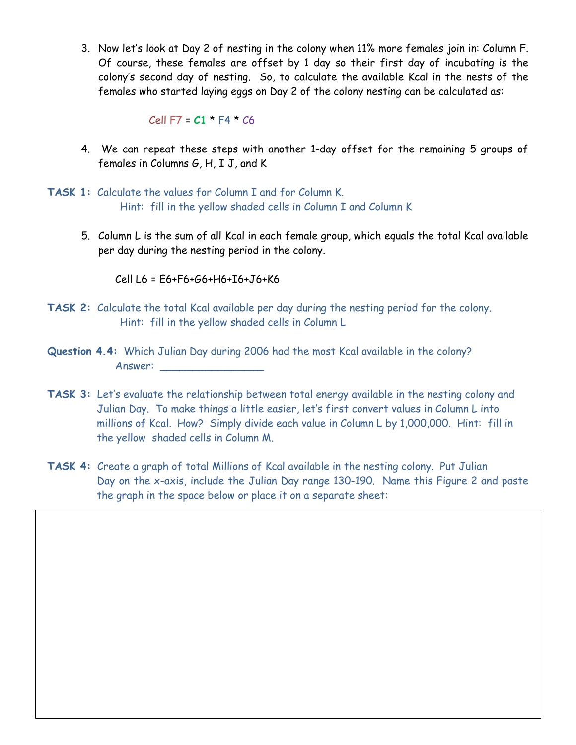3. Now let's look at Day 2 of nesting in the colony when 11% more females join in: Column F. Of course, these females are offset by 1 day so their first day of incubating is the colony's second day of nesting. So, to calculate the available Kcal in the nests of the females who started laying eggs on Day 2 of the colony nesting can be calculated as:

   Cell F7 = **C1** * F4 * C6

4. We can repeat these steps with another 1-day offset for the remaining 5 groups of females in Columns G, H, I J, and K

**TASK 1:** Calculate the values for Column I and for Column K.
Hint: fill in the yellow shaded cells in Column I and Column K

5. Column L is the sum of all Kcal in each female group, which equals the total Kcal available per day during the nesting period in the colony.

   Cell L6 = E6+F6+G6+H6+I6+J6+K6

**TASK 2:** Calculate the total Kcal available per day during the nesting period for the colony.
Hint: fill in the yellow shaded cells in Column L

**Question 4.4:** Which Julian Day during 2006 had the most Kcal available in the colony?
Answer: ________________

**TASK 3:** Let's evaluate the relationship between total energy available in the nesting colony and Julian Day. To make things a little easier, let's first convert values in Column L into millions of Kcal. How? Simply divide each value in Column L by 1,000,000. Hint: fill in the yellow shaded cells in Column M.

**TASK 4:** Create a graph of total Millions of Kcal available in the nesting colony. Put Julian Day on the x-axis, include the Julian Day range 130-190. Name this Figure 2 and paste the graph in the space below or place it on a separate sheet: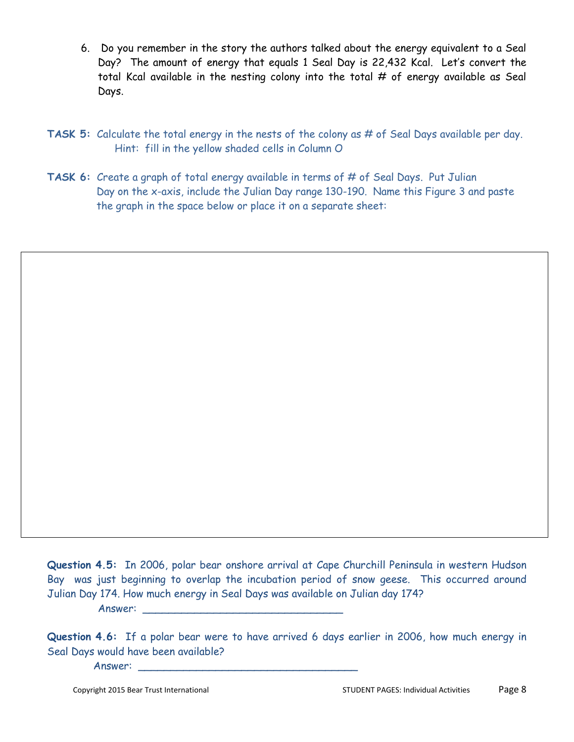6. Do you remember in the story the authors talked about the energy equivalent to a Seal Day? The amount of energy that equals 1 Seal Day is 22,432 Kcal. Let's convert the total Kcal available in the nesting colony into the total # of energy available as Seal Days.

**TASK 5:** Calculate the total energy in the nests of the colony as # of Seal Days available per day. Hint: fill in the yellow shaded cells in Column O

**TASK 6:** Create a graph of total energy available in terms of # of Seal Days. Put Julian Day on the x-axis, include the Julian Day range 130-190. Name this Figure 3 and paste the graph in the space below or place it on a separate sheet:

**Question 4.5:** In 2006, polar bear onshore arrival at Cape Churchill Peninsula in western Hudson Bay was just beginning to overlap the incubation period of snow geese. This occurred around Julian Day 174. How much energy in Seal Days was available on Julian day 174?

Answer: ________________________________

**Question 4.6:** If a polar bear were to have arrived 6 days earlier in 2006, how much energy in Seal Days would have been available?

Answer: ___________________________________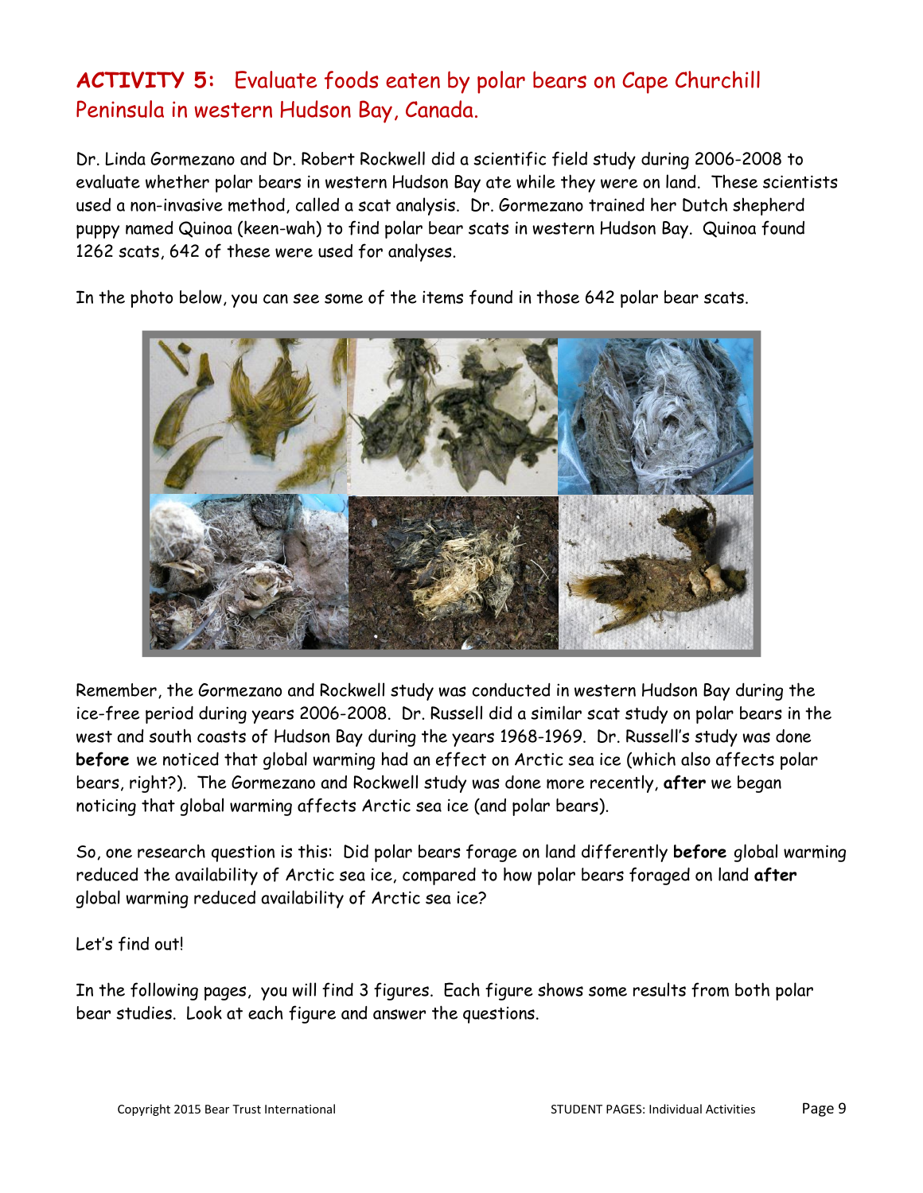## ACTIVITY 5: Evaluate foods eaten by polar bears on Cape Churchill Peninsula in western Hudson Bay, Canada.

Dr. Linda Gormezano and Dr. Robert Rockwell did a scientific field study during 2006-2008 to evaluate whether polar bears in western Hudson Bay ate while they were on land. These scientists used a non-invasive method, called a scat analysis. Dr. Gormezano trained her Dutch shepherd puppy named Quinoa (keen-wah) to find polar bear scats in western Hudson Bay. Quinoa found 1262 scats, 642 of these were used for analyses.

In the photo below, you can see some of the items found in those 642 polar bear scats.

Remember, the Gormezano and Rockwell study was conducted in western Hudson Bay during the ice-free period during years 2006-2008. Dr. Russell did a similar scat study on polar bears in the west and south coasts of Hudson Bay during the years 1968-1969. Dr. Russell's study was done **before** we noticed that global warming had an effect on Arctic sea ice (which also affects polar bears, right?). The Gormezano and Rockwell study was done more recently, **after** we began noticing that global warming affects Arctic sea ice (and polar bears).

So, one research question is this: Did polar bears forage on land differently **before** global warming reduced the availability of Arctic sea ice, compared to how polar bears foraged on land **after** global warming reduced availability of Arctic sea ice?

Let's find out!

In the following pages, you will find 3 figures. Each figure shows some results from both polar bear studies. Look at each figure and answer the questions.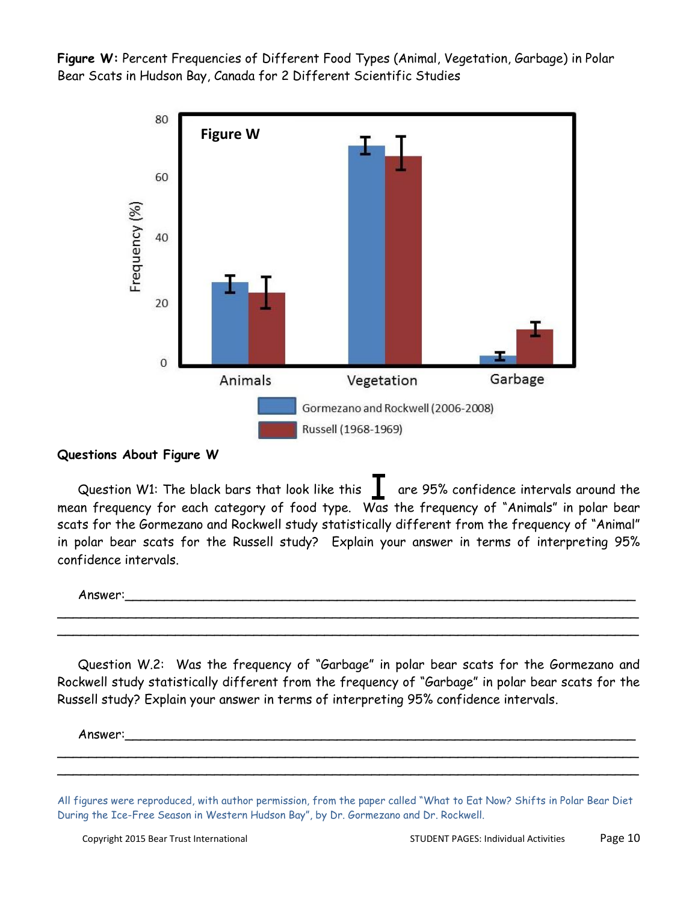**Figure W:** Percent Frequencies of Different Food Types (Animal, Vegetation, Garbage) in Polar Bear Scats in Hudson Bay, Canada for 2 Different Scientific Studies

**Questions About Figure W**

Question W1: The black bars that look like this I are 95% confidence intervals around the mean frequency for each category of food type. Was the frequency of "Animals" in polar bear scats for the Gormezano and Rockwell study statistically different from the frequency of "Animal" in polar bear scats for the Russell study? Explain your answer in terms of interpreting 95% confidence intervals.

Answer:\_\_\_\_\_\_\_\_\_\_\_\_\_\_\_\_\_\_\_\_\_\_\_\_\_\_\_\_\_\_\_\_\_\_\_\_\_\_\_\_\_\_\_\_\_\_\_\_\_\_\_\_\_\_\_\_\_\_\_\_

\_\_\_\_\_\_\_\_\_\_\_\_\_\_\_\_\_\_\_\_\_\_\_\_\_\_\_\_\_\_\_\_\_\_\_\_\_\_\_\_\_\_\_\_\_\_\_\_\_\_\_\_\_\_\_\_\_\_\_\_\_\_\_\_\_\_\_\_

\_\_\_\_\_\_\_\_\_\_\_\_\_\_\_\_\_\_\_\_\_\_\_\_\_\_\_\_\_\_\_\_\_\_\_\_\_\_\_\_\_\_\_\_\_\_\_\_\_\_\_\_\_\_\_\_\_\_\_\_\_\_\_\_\_\_\_\_

Question W.2: Was the frequency of "Garbage" in polar bear scats for the Gormezano and Rockwell study statistically different from the frequency of "Garbage" in polar bear scats for the Russell study? Explain your answer in terms of interpreting 95% confidence intervals.

Answer:\_\_\_\_\_\_\_\_\_\_\_\_\_\_\_\_\_\_\_\_\_\_\_\_\_\_\_\_\_\_\_\_\_\_\_\_\_\_\_\_\_\_\_\_\_\_\_\_\_\_\_\_\_\_\_\_\_\_\_\_

\_\_\_\_\_\_\_\_\_\_\_\_\_\_\_\_\_\_\_\_\_\_\_\_\_\_\_\_\_\_\_\_\_\_\_\_\_\_\_\_\_\_\_\_\_\_\_\_\_\_\_\_\_\_\_\_\_\_\_\_\_\_\_\_\_\_\_\_

\_\_\_\_\_\_\_\_\_\_\_\_\_\_\_\_\_\_\_\_\_\_\_\_\_\_\_\_\_\_\_\_\_\_\_\_\_\_\_\_\_\_\_\_\_\_\_\_\_\_\_\_\_\_\_\_\_\_\_\_\_\_\_\_\_\_\_\_

*All figures were reproduced, with author permission, from the paper called "What to Eat Now? Shifts in Polar Bear Diet During the Ice-Free Season in Western Hudson Bay", by Dr. Gormezano and Dr. Rockwell.*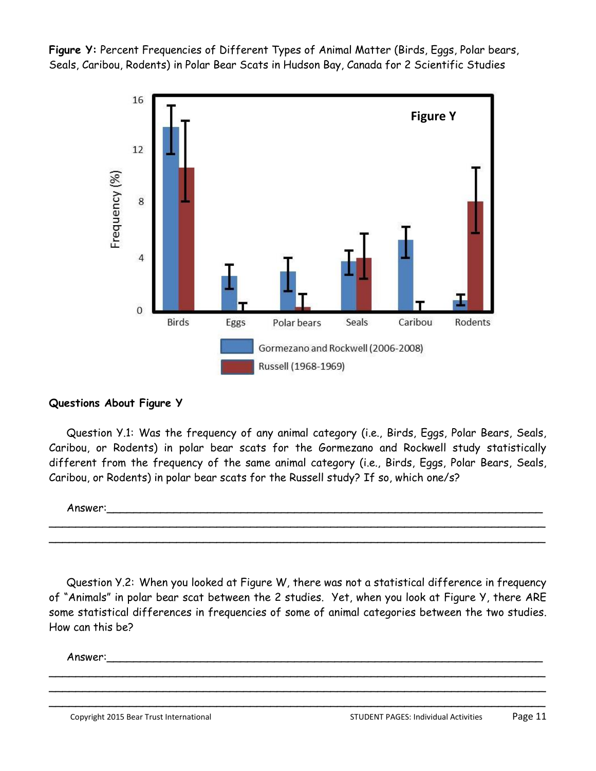**Figure Y:** Percent Frequencies of Different Types of Animal Matter (Birds, Eggs, Polar bears, Seals, Caribou, Rodents) in Polar Bear Scats in Hudson Bay, Canada for 2 Scientific Studies

### Questions About Figure Y

Question Y.1: Was the frequency of any animal category (i.e., Birds, Eggs, Polar Bears, Seals, Caribou, or Rodents) in polar bear scats for the Gormezano and Rockwell study statistically different from the frequency of the same animal category (i.e., Birds, Eggs, Polar Bears, Seals, Caribou, or Rodents) in polar bear scats for the Russell study? If so, which one/s?

Answer:\_\_\_\_\_\_\_\_\_\_\_\_\_\_\_\_\_\_\_\_\_\_\_\_\_\_\_\_\_\_\_\_\_\_\_\_\_\_\_\_\_\_\_\_\_\_\_\_\_\_\_\_\_\_\_\_\_\_\_\_\_\_

\_\_\_\_\_\_\_\_\_\_\_\_\_\_\_\_\_\_\_\_\_\_\_\_\_\_\_\_\_\_\_\_\_\_\_\_\_\_\_\_\_\_\_\_\_\_\_\_\_\_\_\_\_\_\_\_\_\_\_\_\_\_\_\_\_\_\_\_\_\_

\_\_\_\_\_\_\_\_\_\_\_\_\_\_\_\_\_\_\_\_\_\_\_\_\_\_\_\_\_\_\_\_\_\_\_\_\_\_\_\_\_\_\_\_\_\_\_\_\_\_\_\_\_\_\_\_\_\_\_\_\_\_\_\_\_\_\_\_\_\_

Question Y.2: When you looked at Figure W, there was not a statistical difference in frequency of "Animals" in polar bear scat between the 2 studies. Yet, when you look at Figure Y, there ARE some statistical differences in frequencies of some of animal categories between the two studies. How can this be?

Answer:\_\_\_\_\_\_\_\_\_\_\_\_\_\_\_\_\_\_\_\_\_\_\_\_\_\_\_\_\_\_\_\_\_\_\_\_\_\_\_\_\_\_\_\_\_\_\_\_\_\_\_\_\_\_\_\_\_\_\_\_\_\_

\_\_\_\_\_\_\_\_\_\_\_\_\_\_\_\_\_\_\_\_\_\_\_\_\_\_\_\_\_\_\_\_\_\_\_\_\_\_\_\_\_\_\_\_\_\_\_\_\_\_\_\_\_\_\_\_\_\_\_\_\_\_\_\_\_\_\_\_\_\_

\_\_\_\_\_\_\_\_\_\_\_\_\_\_\_\_\_\_\_\_\_\_\_\_\_\_\_\_\_\_\_\_\_\_\_\_\_\_\_\_\_\_\_\_\_\_\_\_\_\_\_\_\_\_\_\_\_\_\_\_\_\_\_\_\_\_\_\_\_\_

\_\_\_\_\_\_\_\_\_\_\_\_\_\_\_\_\_\_\_\_\_\_\_\_\_\_\_\_\_\_\_\_\_\_\_\_\_\_\_\_\_\_\_\_\_\_\_\_\_\_\_\_\_\_\_\_\_\_\_\_\_\_\_\_\_\_\_\_\_\_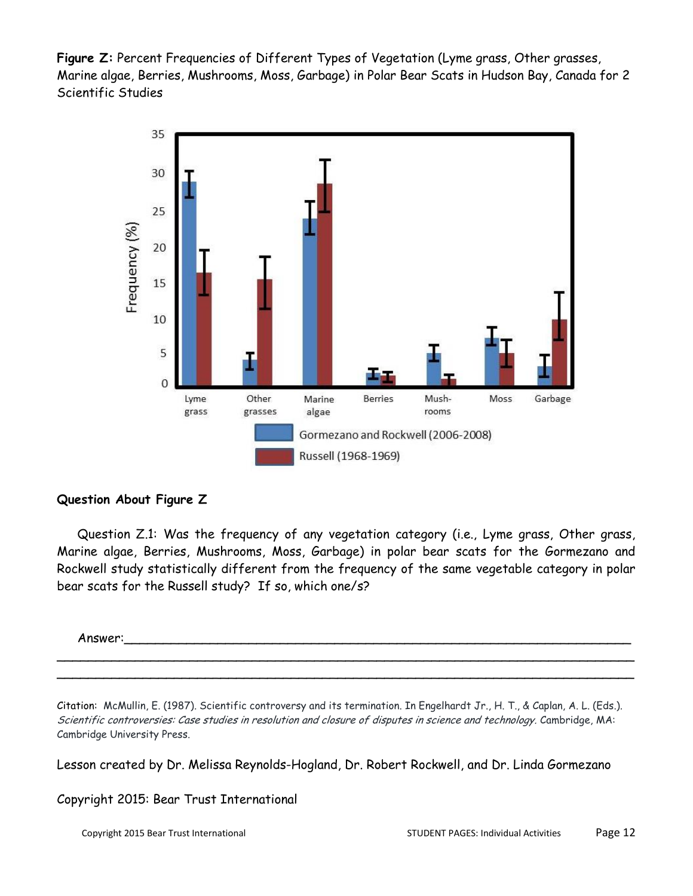**Figure Z:** Percent Frequencies of Different Types of Vegetation (Lyme grass, Other grasses, Marine algae, Berries, Mushrooms, Moss, Garbage) in Polar Bear Scats in Hudson Bay, Canada for 2 Scientific Studies

Frequency (%)

35
30
25
20
15
10
5
0

Lyme grass
Other grasses
Marine algae
Berries
Mush-rooms
Moss
Garbage

Gormezano and Rockwell (2006-2008)
Russell (1968-1969)

**Question About Figure Z**

Question Z.1: Was the frequency of any vegetation category (i.e., Lyme grass, Other grass, Marine algae, Berries, Mushrooms, Moss, Garbage) in polar bear scats for the Gormezano and Rockwell study statistically different from the frequency of the same vegetable category in polar bear scats for the Russell study? If so, which one/s?

Answer:___________________________________________________________________
_________________________________________________________________________
_________________________________________________________________________

Citation: McMullin, E. (1987). Scientific controversy and its termination. In Engelhardt Jr., H. T., & Caplan, A. L. (Eds.). *Scientific controversies: Case studies in resolution and closure of disputes in science and technology*. Cambridge, MA: Cambridge University Press.

Lesson created by Dr. Melissa Reynolds-Hogland, Dr. Robert Rockwell, and Dr. Linda Gormezano

Copyright 2015: Bear Trust International